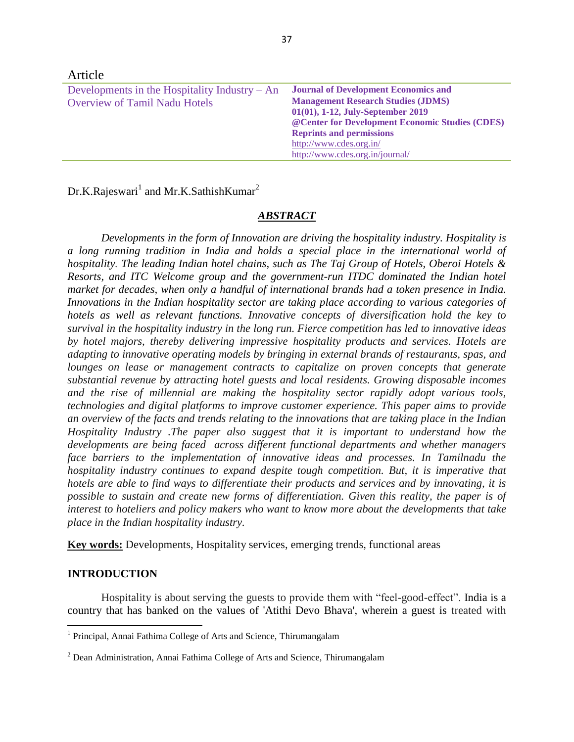Article

Developments in the Hospitality Industry – An Overview of Tamil Nadu Hotels

**Journal of Development Economics and Management Research Studies (JDMS)**
**01(01), 1-12, July-September 2019**
**@Center for Development Economic Studies (CDES)**
**Reprints and permissions**
http://www.cdes.org.in/
http://www.cdes.org.in/journal/

Dr.K.Rajeswari[1] and Mr.K.SathishKumar[2]

## *ABSTRACT*

*Developments in the form of Innovation are driving the hospitality industry. Hospitality is a long running tradition in India and holds a special place in the international world of hospitality. The leading Indian hotel chains, such as The Taj Group of Hotels, Oberoi Hotels & Resorts, and ITC Welcome group and the government-run ITDC dominated the Indian hotel market for decades, when only a handful of international brands had a token presence in India. Innovations in the Indian hospitality sector are taking place according to various categories of hotels as well as relevant functions. Innovative concepts of diversification hold the key to survival in the hospitality industry in the long run. Fierce competition has led to innovative ideas by hotel majors, thereby delivering impressive hospitality products and services. Hotels are adapting to innovative operating models by bringing in external brands of restaurants, spas, and lounges on lease or management contracts to capitalize on proven concepts that generate substantial revenue by attracting hotel guests and local residents. Growing disposable incomes and the rise of millennial are making the hospitality sector rapidly adopt various tools, technologies and digital platforms to improve customer experience. This paper aims to provide an overview of the facts and trends relating to the innovations that are taking place in the Indian Hospitality Industry .The paper also suggest that it is important to understand how the developments are being faced across different functional departments and whether managers face barriers to the implementation of innovative ideas and processes. In Tamilnadu the hospitality industry continues to expand despite tough competition. But, it is imperative that hotels are able to find ways to differentiate their products and services and by innovating, it is possible to sustain and create new forms of differentiation. Given this reality, the paper is of interest to hoteliers and policy makers who want to know more about the developments that take place in the Indian hospitality industry.*

**Key words:** Developments, Hospitality services, emerging trends, functional areas

## INTRODUCTION

Hospitality is about serving the guests to provide them with "feel-good-effect". India is a country that has banked on the values of 'Atithi Devo Bhava', wherein a guest is treated with

[1] Principal, Annai Fathima College of Arts and Science, Thirumangalam

[2] Dean Administration, Annai Fathima College of Arts and Science, Thirumangalam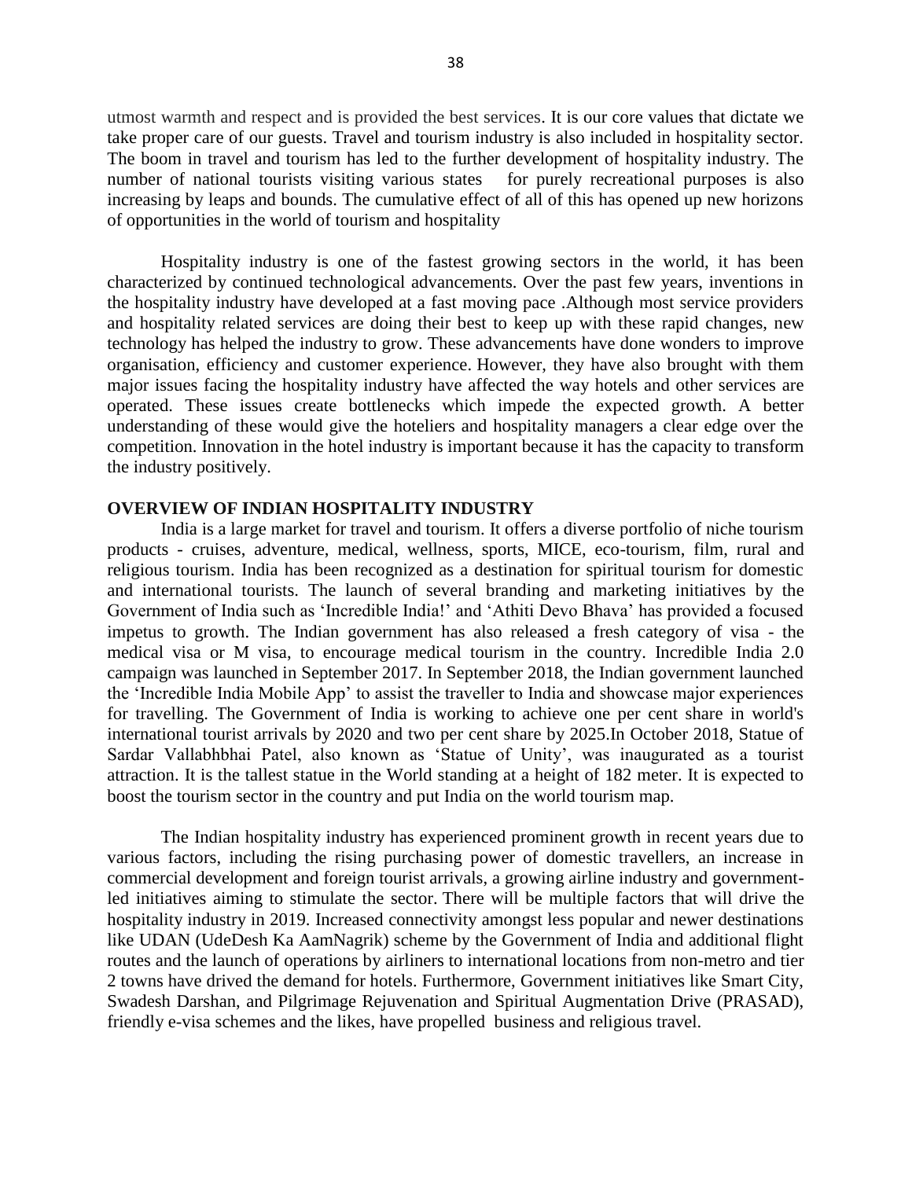utmost warmth and respect and is provided the best services. It is our core values that dictate we take proper care of our guests. Travel and tourism industry is also included in hospitality sector. The boom in travel and tourism has led to the further development of hospitality industry. The number of national tourists visiting various states for purely recreational purposes is also increasing by leaps and bounds. The cumulative effect of all of this has opened up new horizons of opportunities in the world of tourism and hospitality

Hospitality industry is one of the fastest growing sectors in the world, it has been characterized by continued technological advancements. Over the past few years, inventions in the hospitality industry have developed at a fast moving pace .Although most service providers and hospitality related services are doing their best to keep up with these rapid changes, new technology has helped the industry to grow. These advancements have done wonders to improve organisation, efficiency and customer experience. However, they have also brought with them major issues facing the hospitality industry have affected the way hotels and other services are operated. These issues create bottlenecks which impede the expected growth. A better understanding of these would give the hoteliers and hospitality managers a clear edge over the competition. Innovation in the hotel industry is important because it has the capacity to transform the industry positively.

## OVERVIEW OF INDIAN HOSPITALITY INDUSTRY

India is a large market for travel and tourism. It offers a diverse portfolio of niche tourism products - cruises, adventure, medical, wellness, sports, MICE, eco-tourism, film, rural and religious tourism. India has been recognized as a destination for spiritual tourism for domestic and international tourists. The launch of several branding and marketing initiatives by the Government of India such as 'Incredible India!' and 'Athiti Devo Bhava' has provided a focused impetus to growth. The Indian government has also released a fresh category of visa - the medical visa or M visa, to encourage medical tourism in the country. Incredible India 2.0 campaign was launched in September 2017. In September 2018, the Indian government launched the 'Incredible India Mobile App' to assist the traveller to India and showcase major experiences for travelling. The Government of India is working to achieve one per cent share in world's international tourist arrivals by 2020 and two per cent share by 2025.In October 2018, Statue of Sardar Vallabhbhai Patel, also known as 'Statue of Unity', was inaugurated as a tourist attraction. It is the tallest statue in the World standing at a height of 182 meter. It is expected to boost the tourism sector in the country and put India on the world tourism map.

The Indian hospitality industry has experienced prominent growth in recent years due to various factors, including the rising purchasing power of domestic travellers, an increase in commercial development and foreign tourist arrivals, a growing airline industry and government-led initiatives aiming to stimulate the sector. There will be multiple factors that will drive the hospitality industry in 2019. Increased connectivity amongst less popular and newer destinations like UDAN (UdeDesh Ka AamNagrik) scheme by the Government of India and additional flight routes and the launch of operations by airliners to international locations from non-metro and tier 2 towns have drived the demand for hotels. Furthermore, Government initiatives like Smart City, Swadesh Darshan, and Pilgrimage Rejuvenation and Spiritual Augmentation Drive (PRASAD), friendly e-visa schemes and the likes, have propelled business and religious travel.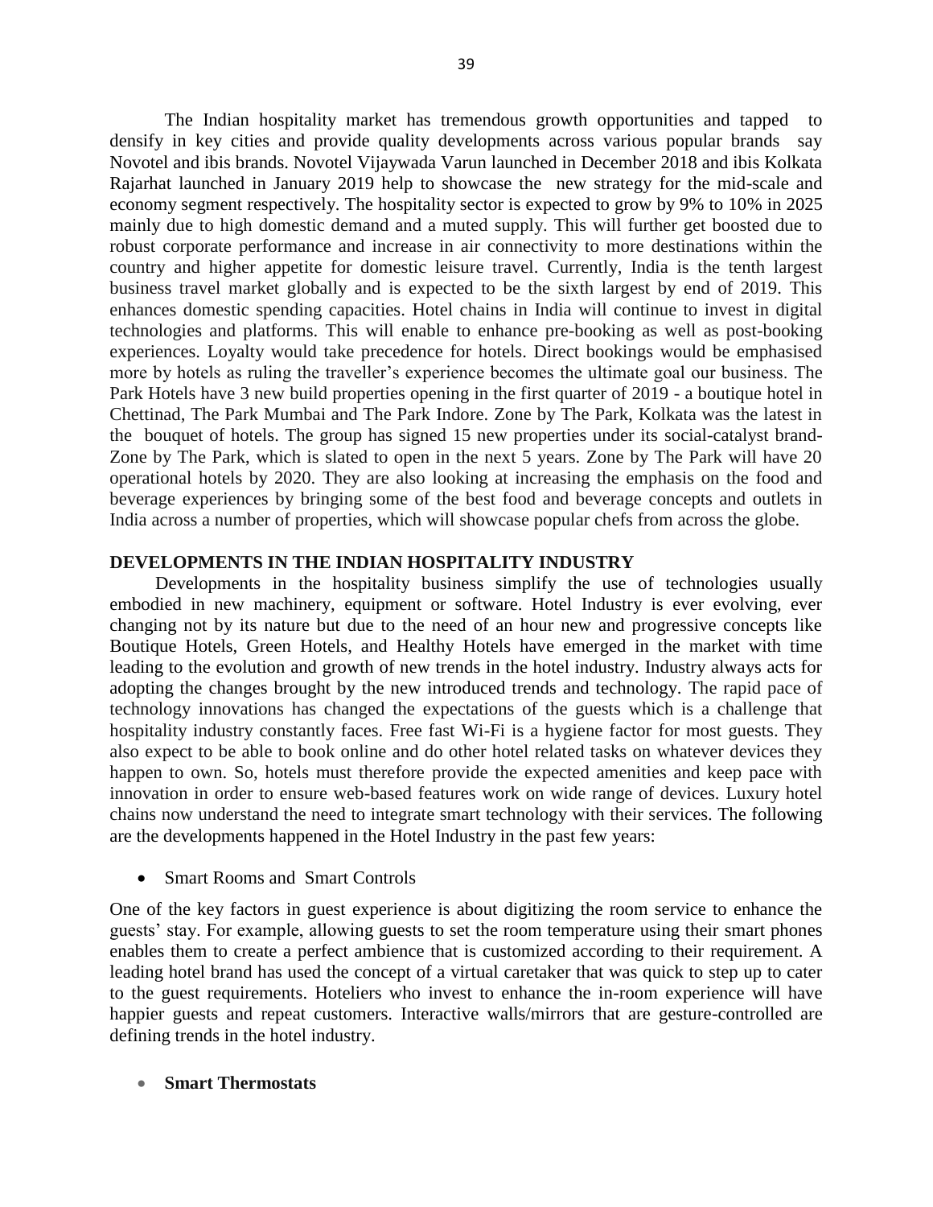The Indian hospitality market has tremendous growth opportunities and tapped to densify in key cities and provide quality developments across various popular brands say Novotel and ibis brands. Novotel Vijaywada Varun launched in December 2018 and ibis Kolkata Rajarhat launched in January 2019 help to showcase the new strategy for the mid-scale and economy segment respectively. The hospitality sector is expected to grow by 9% to 10% in 2025 mainly due to high domestic demand and a muted supply. This will further get boosted due to robust corporate performance and increase in air connectivity to more destinations within the country and higher appetite for domestic leisure travel. Currently, India is the tenth largest business travel market globally and is expected to be the sixth largest by end of 2019. This enhances domestic spending capacities. Hotel chains in India will continue to invest in digital technologies and platforms. This will enable to enhance pre-booking as well as post-booking experiences. Loyalty would take precedence for hotels. Direct bookings would be emphasised more by hotels as ruling the traveller's experience becomes the ultimate goal our business. The Park Hotels have 3 new build properties opening in the first quarter of 2019 - a boutique hotel in Chettinad, The Park Mumbai and The Park Indore. Zone by The Park, Kolkata was the latest in the bouquet of hotels. The group has signed 15 new properties under its social-catalyst brand- Zone by The Park, which is slated to open in the next 5 years. Zone by The Park will have 20 operational hotels by 2020. They are also looking at increasing the emphasis on the food and beverage experiences by bringing some of the best food and beverage concepts and outlets in India across a number of properties, which will showcase popular chefs from across the globe.

## DEVELOPMENTS IN THE INDIAN HOSPITALITY INDUSTRY

Developments in the hospitality business simplify the use of technologies usually embodied in new machinery, equipment or software. Hotel Industry is ever evolving, ever changing not by its nature but due to the need of an hour new and progressive concepts like Boutique Hotels, Green Hotels, and Healthy Hotels have emerged in the market with time leading to the evolution and growth of new trends in the hotel industry. Industry always acts for adopting the changes brought by the new introduced trends and technology. The rapid pace of technology innovations has changed the expectations of the guests which is a challenge that hospitality industry constantly faces. Free fast Wi-Fi is a hygiene factor for most guests. They also expect to be able to book online and do other hotel related tasks on whatever devices they happen to own. So, hotels must therefore provide the expected amenities and keep pace with innovation in order to ensure web-based features work on wide range of devices. Luxury hotel chains now understand the need to integrate smart technology with their services. The following are the developments happened in the Hotel Industry in the past few years:

- Smart Rooms and Smart Controls

One of the key factors in guest experience is about digitizing the room service to enhance the guests' stay. For example, allowing guests to set the room temperature using their smart phones enables them to create a perfect ambience that is customized according to their requirement. A leading hotel brand has used the concept of a virtual caretaker that was quick to step up to cater to the guest requirements. Hoteliers who invest to enhance the in-room experience will have happier guests and repeat customers. Interactive walls/mirrors that are gesture-controlled are defining trends in the hotel industry.

- **Smart Thermostats**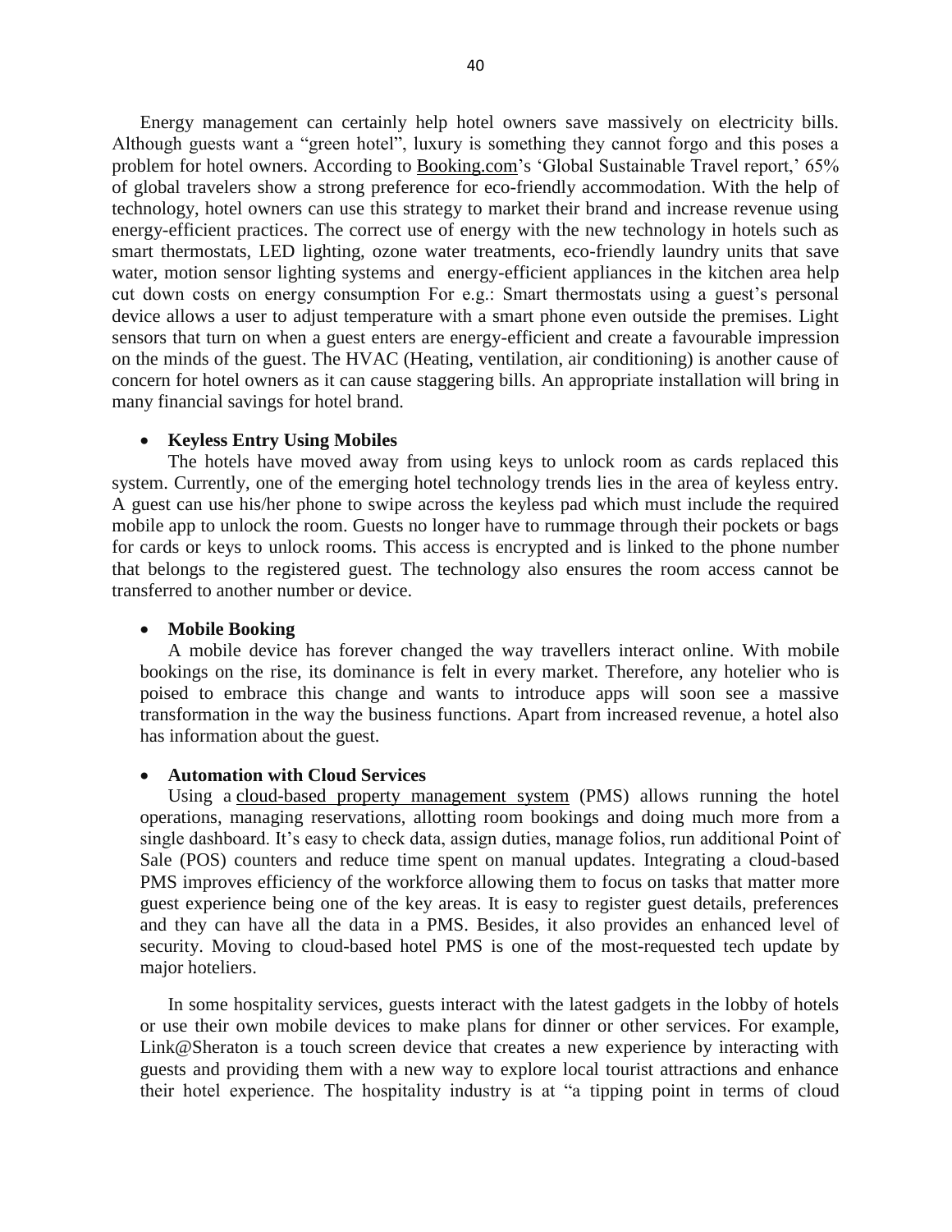Energy management can certainly help hotel owners save massively on electricity bills. Although guests want a "green hotel", luxury is something they cannot forgo and this poses a problem for hotel owners. According to Booking.com's 'Global Sustainable Travel report,' 65% of global travelers show a strong preference for eco-friendly accommodation. With the help of technology, hotel owners can use this strategy to market their brand and increase revenue using energy-efficient practices. The correct use of energy with the new technology in hotels such as smart thermostats, LED lighting, ozone water treatments, eco-friendly laundry units that save water, motion sensor lighting systems and energy-efficient appliances in the kitchen area help cut down costs on energy consumption For e.g.: Smart thermostats using a guest's personal device allows a user to adjust temperature with a smart phone even outside the premises. Light sensors that turn on when a guest enters are energy-efficient and create a favourable impression on the minds of the guest. The HVAC (Heating, ventilation, air conditioning) is another cause of concern for hotel owners as it can cause staggering bills. An appropriate installation will bring in many financial savings for hotel brand.

- **Keyless Entry Using Mobiles**

  The hotels have moved away from using keys to unlock room as cards replaced this system. Currently, one of the emerging hotel technology trends lies in the area of keyless entry. A guest can use his/her phone to swipe across the keyless pad which must include the required mobile app to unlock the room. Guests no longer have to rummage through their pockets or bags for cards or keys to unlock rooms. This access is encrypted and is linked to the phone number that belongs to the registered guest. The technology also ensures the room access cannot be transferred to another number or device.

- **Mobile Booking**

  A mobile device has forever changed the way travellers interact online. With mobile bookings on the rise, its dominance is felt in every market. Therefore, any hotelier who is poised to embrace this change and wants to introduce apps will soon see a massive transformation in the way the business functions. Apart from increased revenue, a hotel also has information about the guest.

- **Automation with Cloud Services**

  Using a cloud-based property management system (PMS) allows running the hotel operations, managing reservations, allotting room bookings and doing much more from a single dashboard. It's easy to check data, assign duties, manage folios, run additional Point of Sale (POS) counters and reduce time spent on manual updates. Integrating a cloud-based PMS improves efficiency of the workforce allowing them to focus on tasks that matter more guest experience being one of the key areas. It is easy to register guest details, preferences and they can have all the data in a PMS. Besides, it also provides an enhanced level of security. Moving to cloud-based hotel PMS is one of the most-requested tech update by major hoteliers.

  In some hospitality services, guests interact with the latest gadgets in the lobby of hotels or use their own mobile devices to make plans for dinner or other services. For example, Link@Sheraton is a touch screen device that creates a new experience by interacting with guests and providing them with a new way to explore local tourist attractions and enhance their hotel experience. The hospitality industry is at "a tipping point in terms of cloud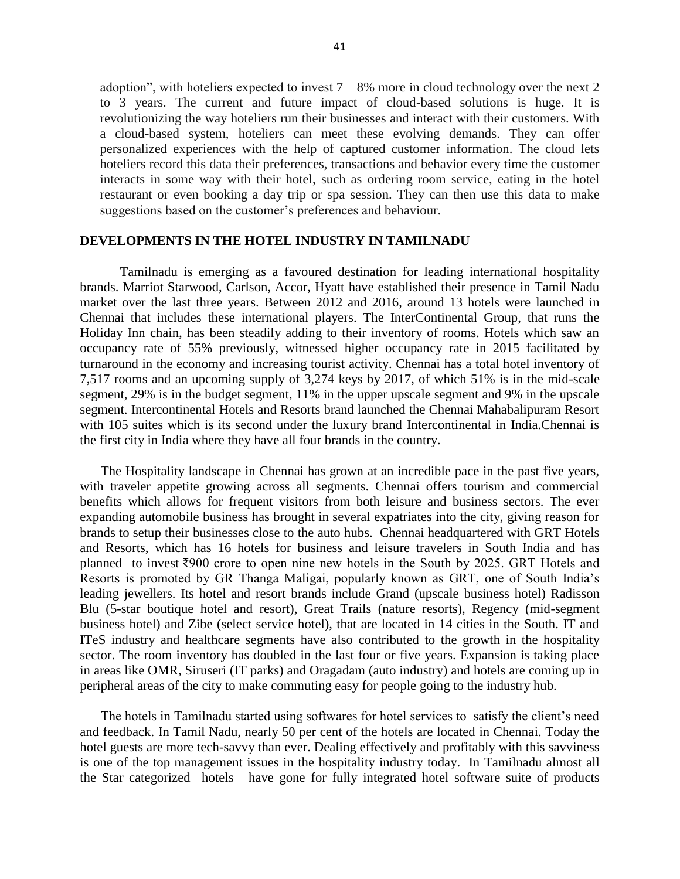adoption", with hoteliers expected to invest 7 – 8% more in cloud technology over the next 2 to 3 years. The current and future impact of cloud-based solutions is huge. It is revolutionizing the way hoteliers run their businesses and interact with their customers. With a cloud-based system, hoteliers can meet these evolving demands. They can offer personalized experiences with the help of captured customer information. The cloud lets hoteliers record this data their preferences, transactions and behavior every time the customer interacts in some way with their hotel, such as ordering room service, eating in the hotel restaurant or even booking a day trip or spa session. They can then use this data to make suggestions based on the customer's preferences and behaviour.

## DEVELOPMENTS IN THE HOTEL INDUSTRY IN TAMILNADU

Tamilnadu is emerging as a favoured destination for leading international hospitality brands. Marriot Starwood, Carlson, Accor, Hyatt have established their presence in Tamil Nadu market over the last three years. Between 2012 and 2016, around 13 hotels were launched in Chennai that includes these international players. The InterContinental Group, that runs the Holiday Inn chain, has been steadily adding to their inventory of rooms. Hotels which saw an occupancy rate of 55% previously, witnessed higher occupancy rate in 2015 facilitated by turnaround in the economy and increasing tourist activity. Chennai has a total hotel inventory of 7,517 rooms and an upcoming supply of 3,274 keys by 2017, of which 51% is in the mid-scale segment, 29% is in the budget segment, 11% in the upper upscale segment and 9% in the upscale segment. Intercontinental Hotels and Resorts brand launched the Chennai Mahabalipuram Resort with 105 suites which is its second under the luxury brand Intercontinental in India.Chennai is the first city in India where they have all four brands in the country.

The Hospitality landscape in Chennai has grown at an incredible pace in the past five years, with traveler appetite growing across all segments. Chennai offers tourism and commercial benefits which allows for frequent visitors from both leisure and business sectors. The ever expanding automobile business has brought in several expatriates into the city, giving reason for brands to setup their businesses close to the auto hubs. Chennai headquartered with GRT Hotels and Resorts, which has 16 hotels for business and leisure travelers in South India and has planned to invest ₹900 crore to open nine new hotels in the South by 2025. GRT Hotels and Resorts is promoted by GR Thanga Maligai, popularly known as GRT, one of South India's leading jewellers. Its hotel and resort brands include Grand (upscale business hotel) Radisson Blu (5-star boutique hotel and resort), Great Trails (nature resorts), Regency (mid-segment business hotel) and Zibe (select service hotel), that are located in 14 cities in the South. IT and ITeS industry and healthcare segments have also contributed to the growth in the hospitality sector. The room inventory has doubled in the last four or five years. Expansion is taking place in areas like OMR, Siruseri (IT parks) and Oragadam (auto industry) and hotels are coming up in peripheral areas of the city to make commuting easy for people going to the industry hub.

The hotels in Tamilnadu started using softwares for hotel services to satisfy the client's need and feedback. In Tamil Nadu, nearly 50 per cent of the hotels are located in Chennai. Today the hotel guests are more tech-savvy than ever. Dealing effectively and profitably with this savviness is one of the top management issues in the hospitality industry today. In Tamilnadu almost all the Star categorized hotels have gone for fully integrated hotel software suite of products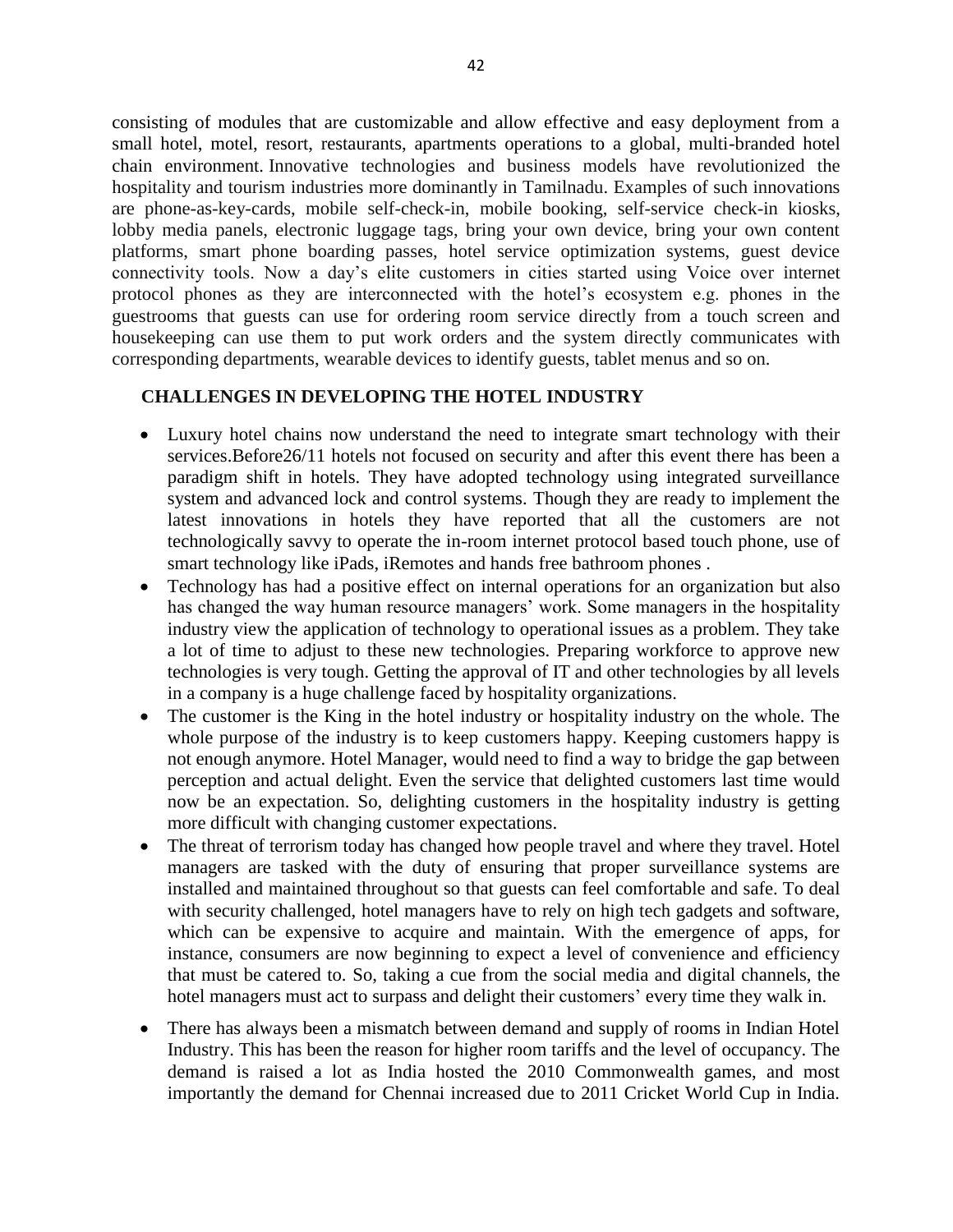consisting of modules that are customizable and allow effective and easy deployment from a small hotel, motel, resort, restaurants, apartments operations to a global, multi-branded hotel chain environment. Innovative technologies and business models have revolutionized the hospitality and tourism industries more dominantly in Tamilnadu. Examples of such innovations are phone-as-key-cards, mobile self-check-in, mobile booking, self-service check-in kiosks, lobby media panels, electronic luggage tags, bring your own device, bring your own content platforms, smart phone boarding passes, hotel service optimization systems, guest device connectivity tools. Now a day's elite customers in cities started using Voice over internet protocol phones as they are interconnected with the hotel's ecosystem e.g. phones in the guestrooms that guests can use for ordering room service directly from a touch screen and housekeeping can use them to put work orders and the system directly communicates with corresponding departments, wearable devices to identify guests, tablet menus and so on.

## CHALLENGES IN DEVELOPING THE HOTEL INDUSTRY

- Luxury hotel chains now understand the need to integrate smart technology with their services.Before26/11 hotels not focused on security and after this event there has been a paradigm shift in hotels. They have adopted technology using integrated surveillance system and advanced lock and control systems. Though they are ready to implement the latest innovations in hotels they have reported that all the customers are not technologically savvy to operate the in-room internet protocol based touch phone, use of smart technology like iPads, iRemotes and hands free bathroom phones .
- Technology has had a positive effect on internal operations for an organization but also has changed the way human resource managers' work. Some managers in the hospitality industry view the application of technology to operational issues as a problem. They take a lot of time to adjust to these new technologies. Preparing workforce to approve new technologies is very tough. Getting the approval of IT and other technologies by all levels in a company is a huge challenge faced by hospitality organizations.
- The customer is the King in the hotel industry or hospitality industry on the whole. The whole purpose of the industry is to keep customers happy. Keeping customers happy is not enough anymore. Hotel Manager, would need to find a way to bridge the gap between perception and actual delight. Even the service that delighted customers last time would now be an expectation. So, delighting customers in the hospitality industry is getting more difficult with changing customer expectations.
- The threat of terrorism today has changed how people travel and where they travel. Hotel managers are tasked with the duty of ensuring that proper surveillance systems are installed and maintained throughout so that guests can feel comfortable and safe. To deal with security challenged, hotel managers have to rely on high tech gadgets and software, which can be expensive to acquire and maintain. With the emergence of apps, for instance, consumers are now beginning to expect a level of convenience and efficiency that must be catered to. So, taking a cue from the social media and digital channels, the hotel managers must act to surpass and delight their customers' every time they walk in.
- There has always been a mismatch between demand and supply of rooms in Indian Hotel Industry. This has been the reason for higher room tariffs and the level of occupancy. The demand is raised a lot as India hosted the 2010 Commonwealth games, and most importantly the demand for Chennai increased due to 2011 Cricket World Cup in India.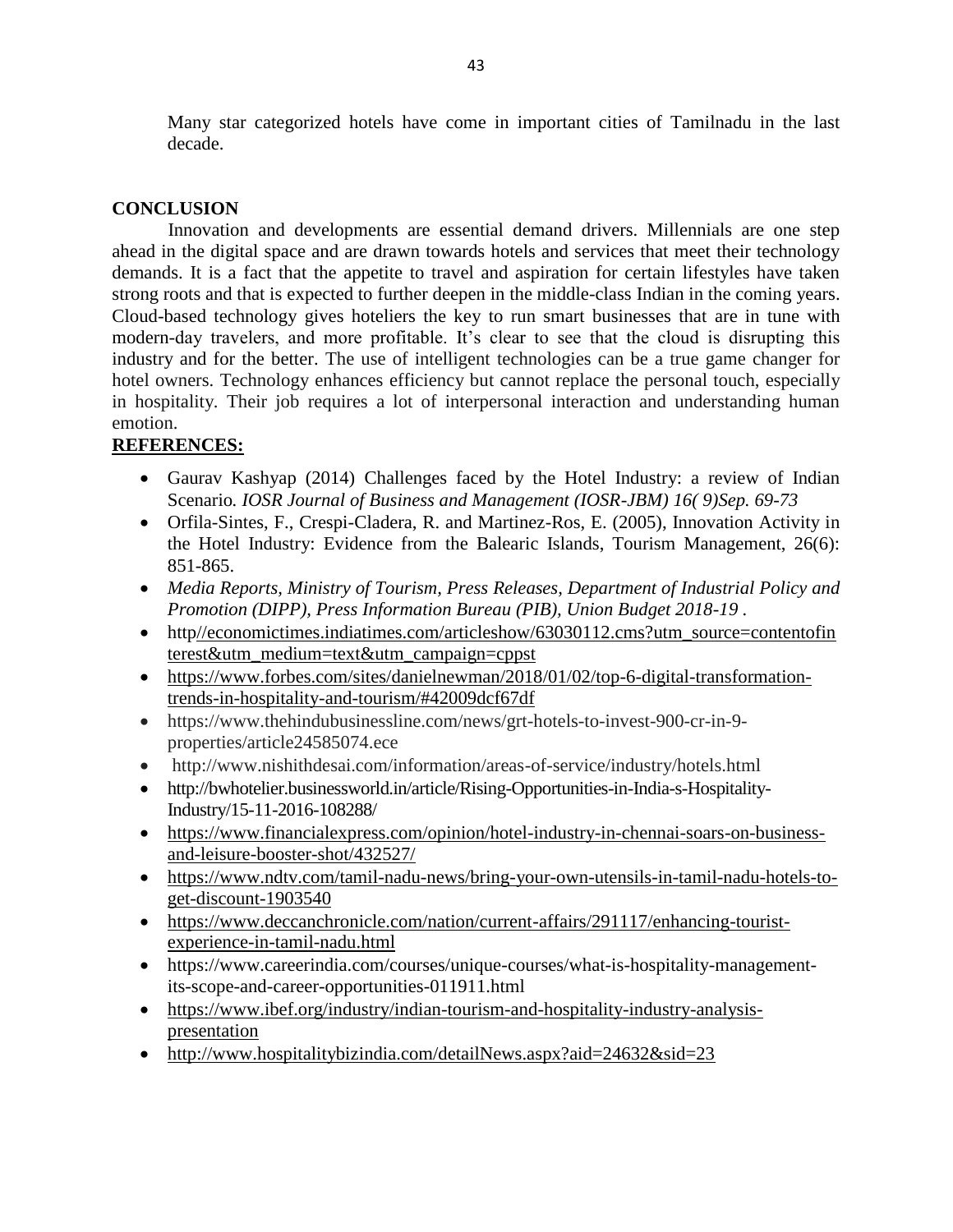Many star categorized hotels have come in important cities of Tamilnadu in the last decade.

## CONCLUSION

Innovation and developments are essential demand drivers. Millennials are one step ahead in the digital space and are drawn towards hotels and services that meet their technology demands. It is a fact that the appetite to travel and aspiration for certain lifestyles have taken strong roots and that is expected to further deepen in the middle-class Indian in the coming years. Cloud-based technology gives hoteliers the key to run smart businesses that are in tune with modern-day travelers, and more profitable. It's clear to see that the cloud is disrupting this industry and for the better. The use of intelligent technologies can be a true game changer for hotel owners. Technology enhances efficiency but cannot replace the personal touch, especially in hospitality. Their job requires a lot of interpersonal interaction and understanding human emotion.

## REFERENCES:

- Gaurav Kashyap (2014) Challenges faced by the Hotel Industry: a review of Indian Scenario. *IOSR Journal of Business and Management (IOSR-JBM) 16( 9)Sep. 69-73*
- Orfila-Sintes, F., Crespi-Cladera, R. and Martinez-Ros, E. (2005), Innovation Activity in the Hotel Industry: Evidence from the Balearic Islands, Tourism Management, 26(6): 851-865.
- *Media Reports, Ministry of Tourism, Press Releases, Department of Industrial Policy and Promotion (DIPP), Press Information Bureau (PIB), Union Budget 2018-19 .*
- http//economictimes.indiatimes.com/articleshow/63030112.cms?utm_source=contentofinterest&utm_medium=text&utm_campaign=cppst
- https://www.forbes.com/sites/danielnewman/2018/01/02/top-6-digital-transformation-trends-in-hospitality-and-tourism/#42009dcf67df
- https://www.thehindubusinessline.com/news/grt-hotels-to-invest-900-cr-in-9-properties/article24585074.ece
- http://www.nishithdesai.com/information/areas-of-service/industry/hotels.html
- http://bwhotelier.businessworld.in/article/Rising-Opportunities-in-India-s-Hospitality-Industry/15-11-2016-108288/
- https://www.financialexpress.com/opinion/hotel-industry-in-chennai-soars-on-business-and-leisure-booster-shot/432527/
- https://www.ndtv.com/tamil-nadu-news/bring-your-own-utensils-in-tamil-nadu-hotels-to-get-discount-1903540
- https://www.deccanchronicle.com/nation/current-affairs/291117/enhancing-tourist-experience-in-tamil-nadu.html
- https://www.careerindia.com/courses/unique-courses/what-is-hospitality-management-its-scope-and-career-opportunities-011911.html
- https://www.ibef.org/industry/indian-tourism-and-hospitality-industry-analysis-presentation
- http://www.hospitalitybizindia.com/detailNews.aspx?aid=24632&sid=23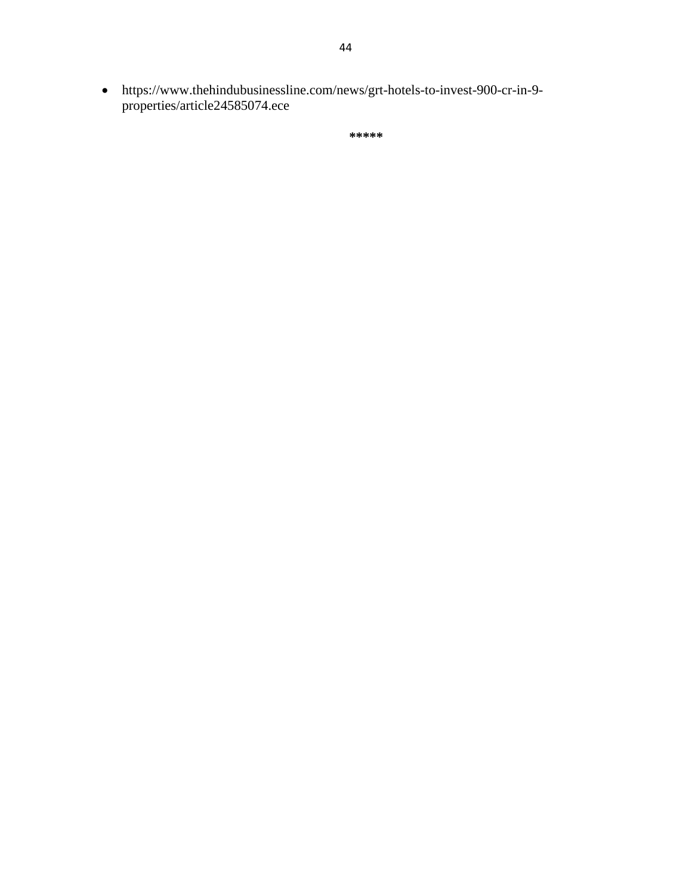- https://www.thehindubusinessline.com/news/grt-hotels-to-invest-900-cr-in-9-properties/article24585074.ece

*****